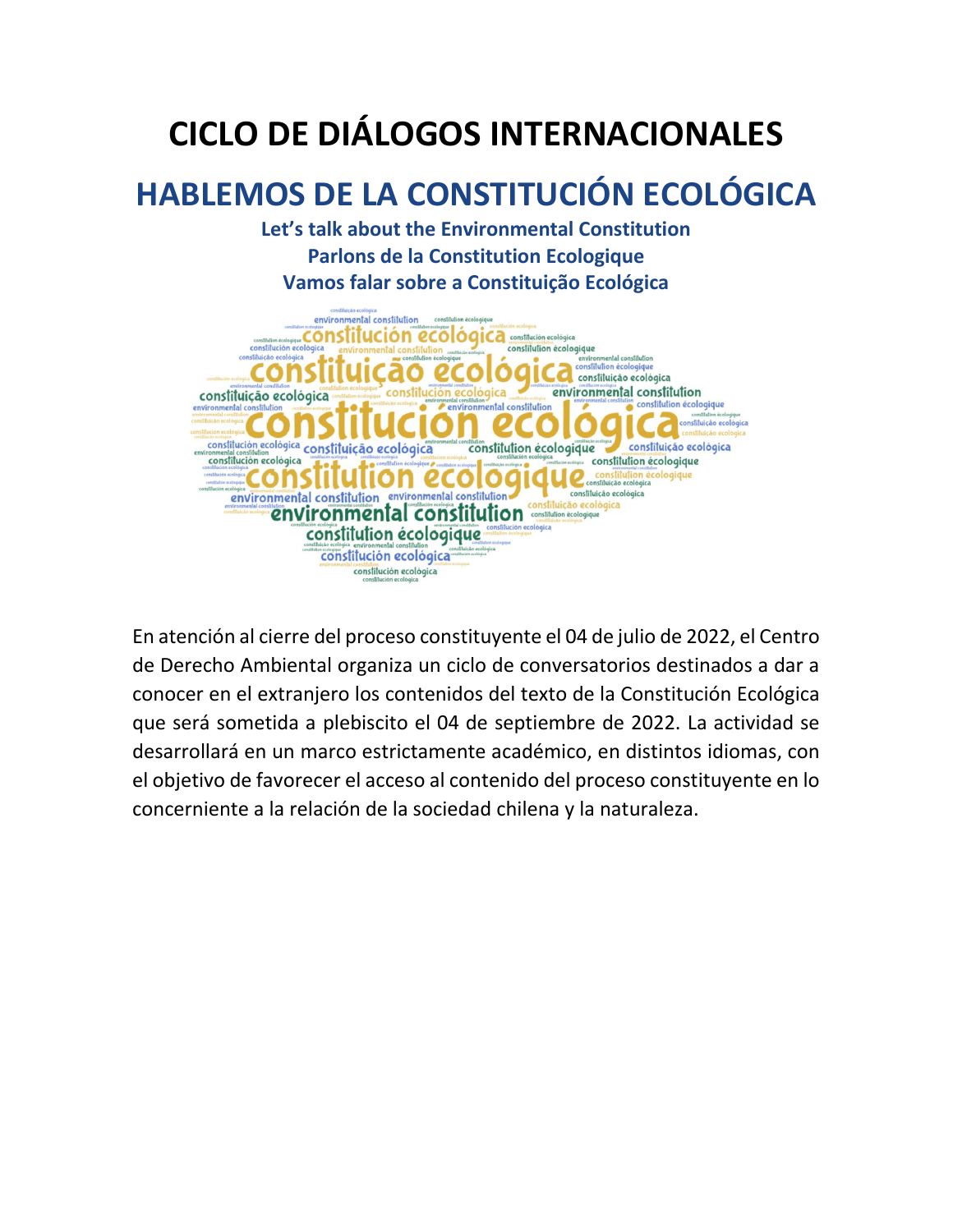# CICLO DE DIÁLOGOS INTERNACIONALES

## HABLEMOS DE LA CONSTITUCIÓN ECOLÓGICA

**Let's talk about the Environmental Constitution**
**Parlons de la Constitution Ecologique**
**Vamos falar sobre a Constituição Ecológica**

En atención al cierre del proceso constituyente el 04 de julio de 2022, el Centro de Derecho Ambiental organiza un ciclo de conversatorios destinados a dar a conocer en el extranjero los contenidos del texto de la Constitución Ecológica que será sometida a plebiscito el 04 de septiembre de 2022. La actividad se desarrollará en un marco estrictamente académico, en distintos idiomas, con el objetivo de favorecer el acceso al contenido del proceso constituyente en lo concerniente a la relación de la sociedad chilena y la naturaleza.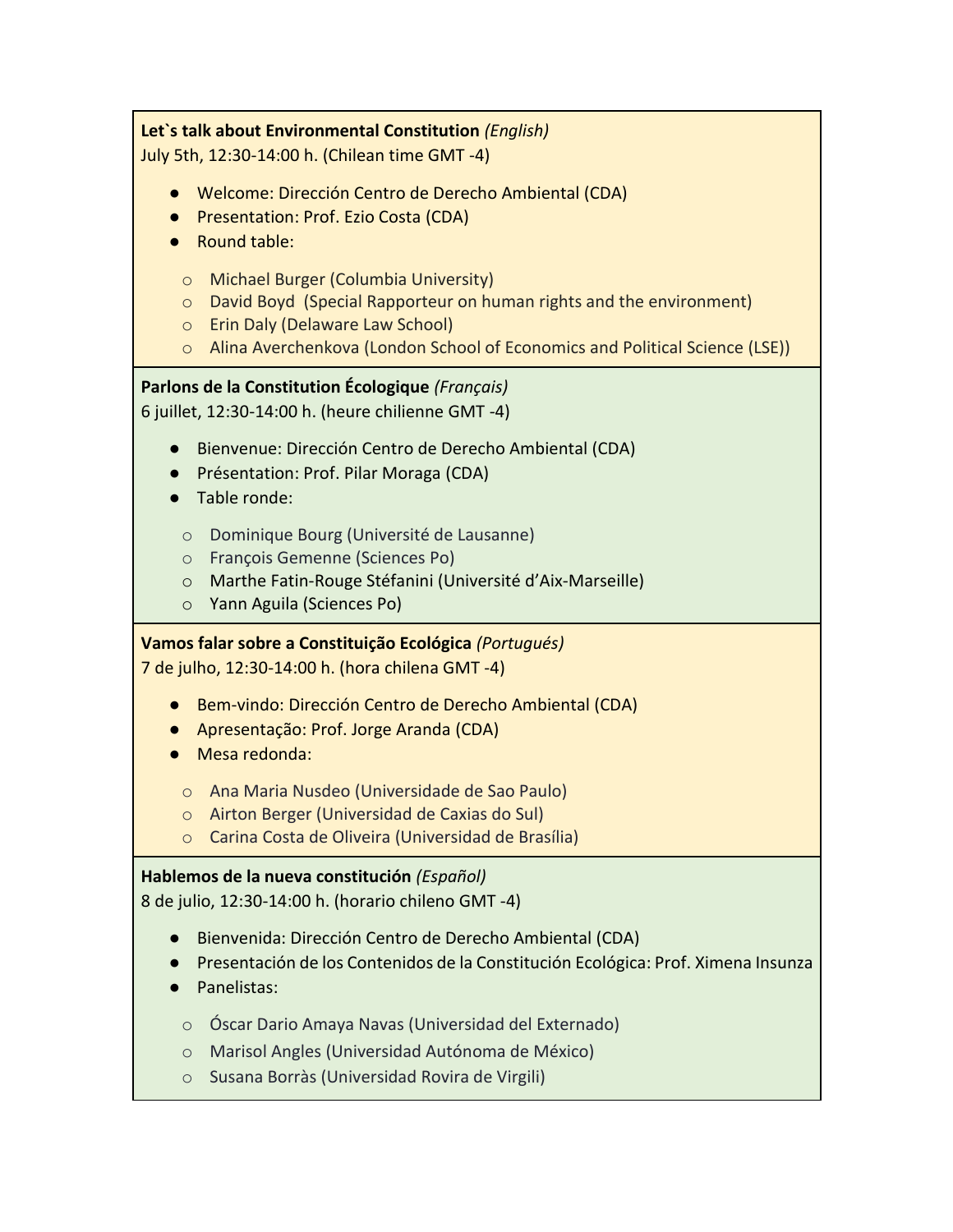**Let`s talk about Environmental Constitution** *(English)*
July 5th, 12:30-14:00 h. (Chilean time GMT -4)

- Welcome: Dirección Centro de Derecho Ambiental (CDA)
- Presentation: Prof. Ezio Costa (CDA)
- Round table:
    - Michael Burger (Columbia University)
    - David Boyd (Special Rapporteur on human rights and the environment)
    - Erin Daly (Delaware Law School)
    - Alina Averchenkova (London School of Economics and Political Science (LSE))

**Parlons de la Constitution Écologique** *(Français)*
6 juillet, 12:30-14:00 h. (heure chilienne GMT -4)

- Bienvenue: Dirección Centro de Derecho Ambiental (CDA)
- Présentation: Prof. Pilar Moraga (CDA)
- Table ronde:
    - Dominique Bourg (Université de Lausanne)
    - François Gemenne (Sciences Po)
    - Marthe Fatin-Rouge Stéfanini (Université d'Aix-Marseille)
    - Yann Aguila (Sciences Po)

**Vamos falar sobre a Constituição Ecológica** *(Portugués)*
7 de julho, 12:30-14:00 h. (hora chilena GMT -4)

- Bem-vindo: Dirección Centro de Derecho Ambiental (CDA)
- Apresentação: Prof. Jorge Aranda (CDA)
- Mesa redonda:
    - Ana Maria Nusdeo (Universidade de Sao Paulo)
    - Airton Berger (Universidad de Caxias do Sul)
    - Carina Costa de Oliveira (Universidad de Brasília)

**Hablemos de la nueva constitución** *(Español)*
8 de julio, 12:30-14:00 h. (horario chileno GMT -4)

- Bienvenida: Dirección Centro de Derecho Ambiental (CDA)
- Presentación de los Contenidos de la Constitución Ecológica: Prof. Ximena Insunza
- Panelistas:
    - Óscar Dario Amaya Navas (Universidad del Externado)
    - Marisol Angles (Universidad Autónoma de México)
    - Susana Borràs (Universidad Rovira de Virgili)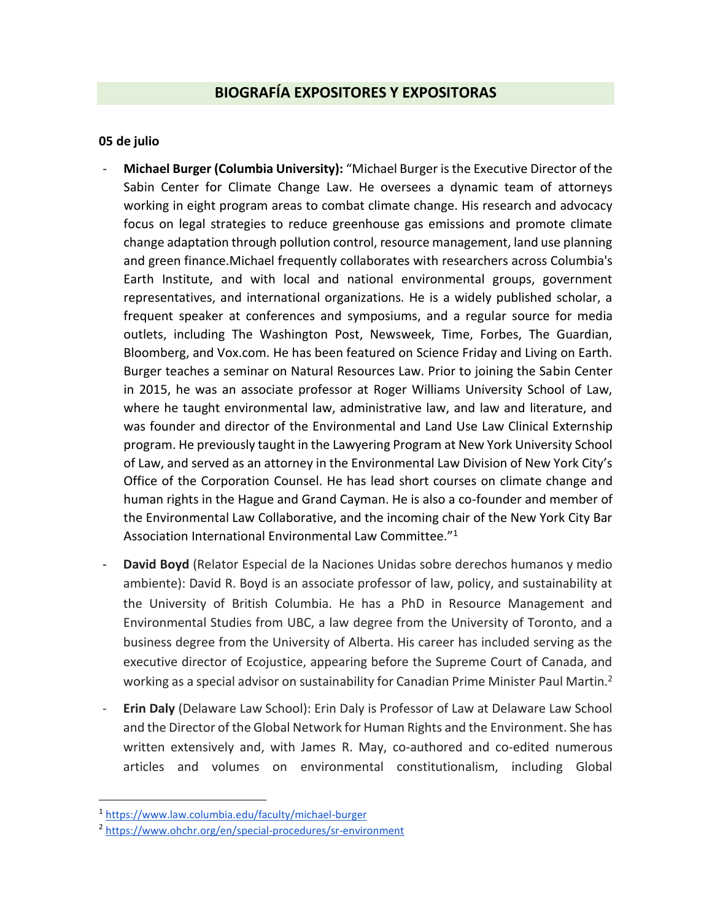## BIOGRAFÍA EXPOSITORES Y EXPOSITORAS

**05 de julio**

- **Michael Burger (Columbia University):** "Michael Burger is the Executive Director of the Sabin Center for Climate Change Law. He oversees a dynamic team of attorneys working in eight program areas to combat climate change. His research and advocacy focus on legal strategies to reduce greenhouse gas emissions and promote climate change adaptation through pollution control, resource management, land use planning and green finance.Michael frequently collaborates with researchers across Columbia's Earth Institute, and with local and national environmental groups, government representatives, and international organizations. He is a widely published scholar, a frequent speaker at conferences and symposiums, and a regular source for media outlets, including The Washington Post, Newsweek, Time, Forbes, The Guardian, Bloomberg, and Vox.com. He has been featured on Science Friday and Living on Earth. Burger teaches a seminar on Natural Resources Law. Prior to joining the Sabin Center in 2015, he was an associate professor at Roger Williams University School of Law, where he taught environmental law, administrative law, and law and literature, and was founder and director of the Environmental and Land Use Law Clinical Externship program. He previously taught in the Lawyering Program at New York University School of Law, and served as an attorney in the Environmental Law Division of New York City's Office of the Corporation Counsel. He has lead short courses on climate change and human rights in the Hague and Grand Cayman. He is also a co-founder and member of the Environmental Law Collaborative, and the incoming chair of the New York City Bar Association International Environmental Law Committee."[1]
- **David Boyd** (Relator Especial de la Naciones Unidas sobre derechos humanos y medio ambiente): David R. Boyd is an associate professor of law, policy, and sustainability at the University of British Columbia. He has a PhD in Resource Management and Environmental Studies from UBC, a law degree from the University of Toronto, and a business degree from the University of Alberta. His career has included serving as the executive director of Ecojustice, appearing before the Supreme Court of Canada, and working as a special advisor on sustainability for Canadian Prime Minister Paul Martin.[2]
- **Erin Daly** (Delaware Law School): Erin Daly is Professor of Law at Delaware Law School and the Director of the Global Network for Human Rights and the Environment. She has written extensively and, with James R. May, co-authored and co-edited numerous articles and volumes on environmental constitutionalism, including Global

[1] https://www.law.columbia.edu/faculty/michael-burger

[2] https://www.ohchr.org/en/special-procedures/sr-environment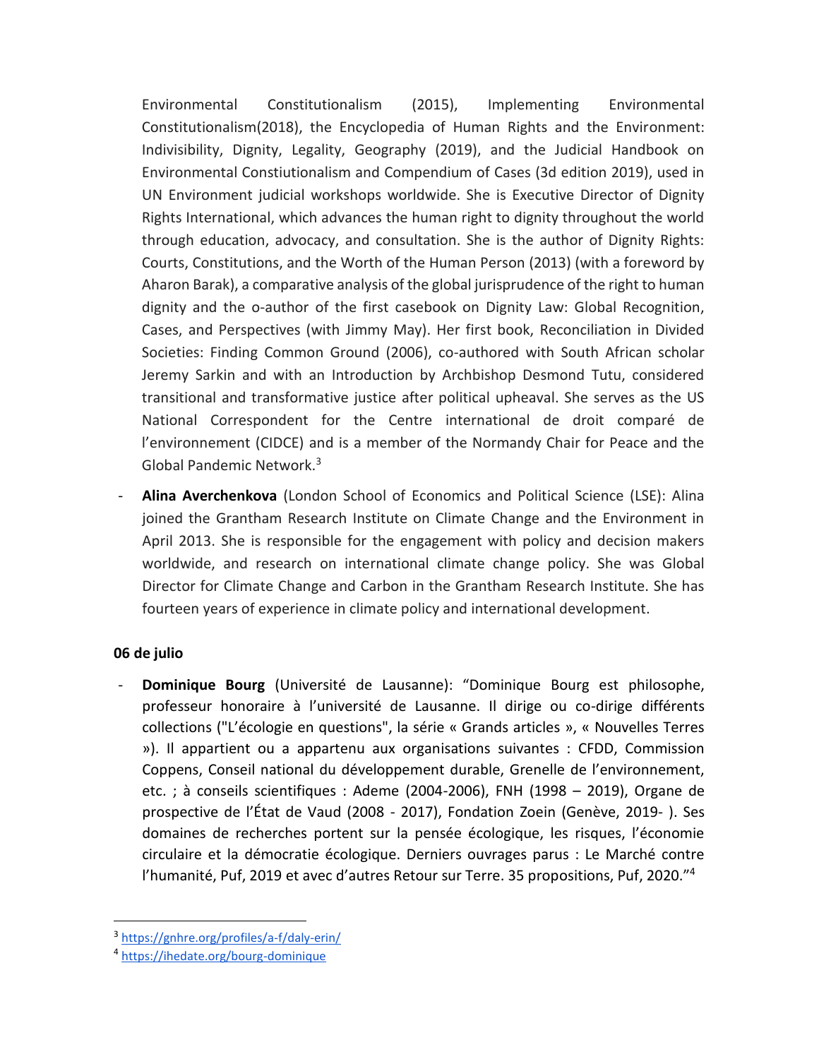Environmental Constitutionalism (2015), Implementing Environmental Constitutionalism(2018), the Encyclopedia of Human Rights and the Environment: Indivisibility, Dignity, Legality, Geography (2019), and the Judicial Handbook on Environmental Constiutionalism and Compendium of Cases (3d edition 2019), used in UN Environment judicial workshops worldwide. She is Executive Director of Dignity Rights International, which advances the human right to dignity throughout the world through education, advocacy, and consultation. She is the author of Dignity Rights: Courts, Constitutions, and the Worth of the Human Person (2013) (with a foreword by Aharon Barak), a comparative analysis of the global jurisprudence of the right to human dignity and the o-author of the first casebook on Dignity Law: Global Recognition, Cases, and Perspectives (with Jimmy May). Her first book, Reconciliation in Divided Societies: Finding Common Ground (2006), co-authored with South African scholar Jeremy Sarkin and with an Introduction by Archbishop Desmond Tutu, considered transitional and transformative justice after political upheaval. She serves as the US National Correspondent for the Centre international de droit comparé de l'environnement (CIDCE) and is a member of the Normandy Chair for Peace and the Global Pandemic Network.[3]

- **Alina Averchenkova** (London School of Economics and Political Science (LSE): Alina joined the Grantham Research Institute on Climate Change and the Environment in April 2013. She is responsible for the engagement with policy and decision makers worldwide, and research on international climate change policy. She was Global Director for Climate Change and Carbon in the Grantham Research Institute. She has fourteen years of experience in climate policy and international development.

**06 de julio**

- **Dominique Bourg** (Université de Lausanne): "Dominique Bourg est philosophe, professeur honoraire à l'université de Lausanne. Il dirige ou co-dirige différents collections ("L'écologie en questions", la série « Grands articles », « Nouvelles Terres »). Il appartient ou a appartenu aux organisations suivantes : CFDD, Commission Coppens, Conseil national du développement durable, Grenelle de l'environnement, etc. ; à conseils scientifiques : Ademe (2004-2006), FNH (1998 – 2019), Organe de prospective de l'État de Vaud (2008 - 2017), Fondation Zoein (Genève, 2019- ). Ses domaines de recherches portent sur la pensée écologique, les risques, l'économie circulaire et la démocratie écologique. Derniers ouvrages parus : Le Marché contre l'humanité, Puf, 2019 et avec d'autres Retour sur Terre. 35 propositions, Puf, 2020."[4]

---

[3] https://gnhre.org/profiles/a-f/daly-erin/

[4] https://ihedate.org/bourg-dominique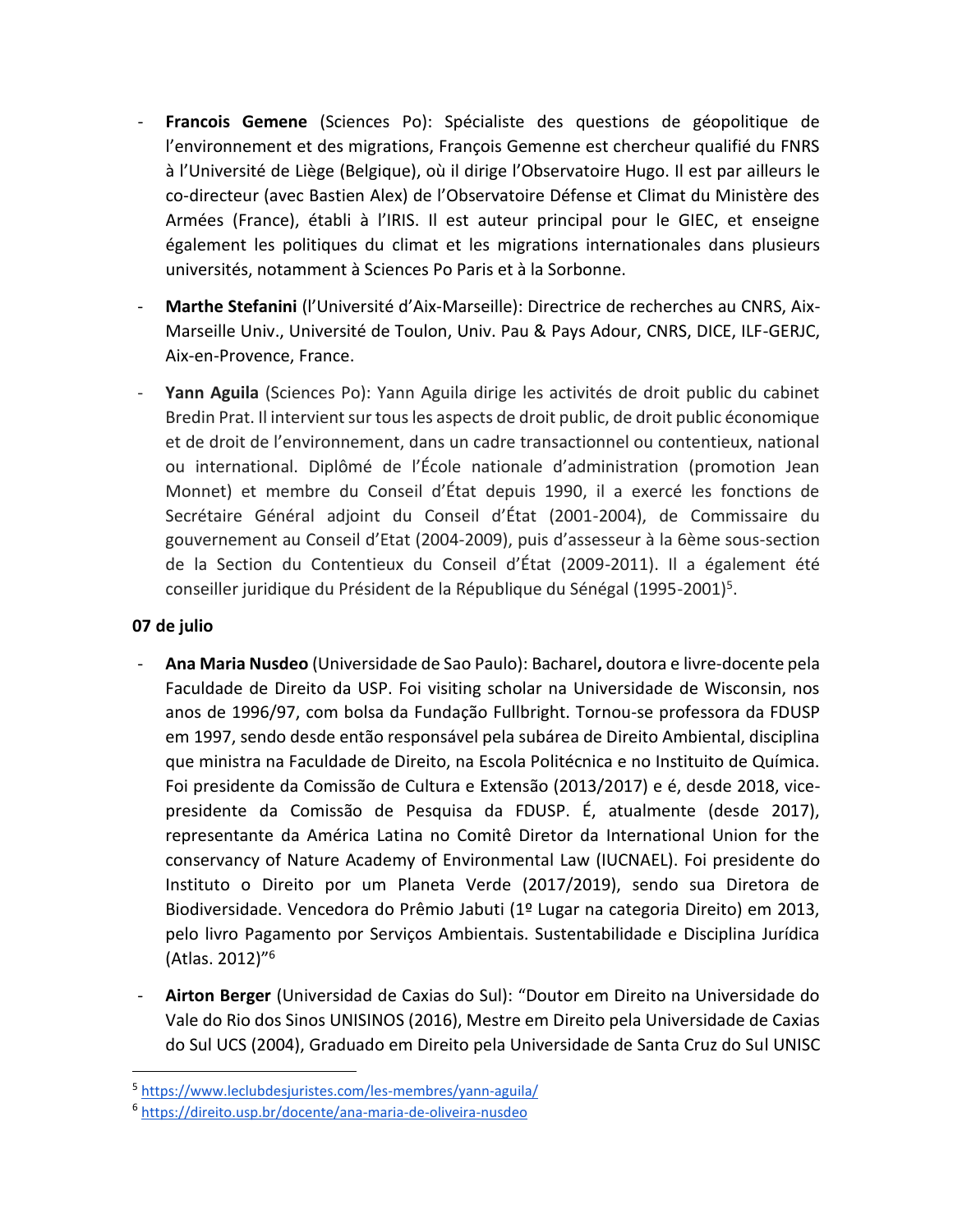- **Francois Gemene** (Sciences Po): Spécialiste des questions de géopolitique de l'environnement et des migrations, François Gemenne est chercheur qualifié du FNRS à l'Université de Liège (Belgique), où il dirige l'Observatoire Hugo. Il est par ailleurs le co-directeur (avec Bastien Alex) de l'Observatoire Défense et Climat du Ministère des Armées (France), établi à l'IRIS. Il est auteur principal pour le GIEC, et enseigne également les politiques du climat et les migrations internationales dans plusieurs universités, notamment à Sciences Po Paris et à la Sorbonne.

- **Marthe Stefanini** (l'Université d'Aix-Marseille): Directrice de recherches au CNRS, Aix-Marseille Univ., Université de Toulon, Univ. Pau & Pays Adour, CNRS, DICE, ILF-GERJC, Aix-en-Provence, France.

- **Yann Aguila** (Sciences Po): Yann Aguila dirige les activités de droit public du cabinet Bredin Prat. Il intervient sur tous les aspects de droit public, de droit public économique et de droit de l'environnement, dans un cadre transactionnel ou contentieux, national ou international. Diplômé de l'École nationale d'administration (promotion Jean Monnet) et membre du Conseil d'État depuis 1990, il a exercé les fonctions de Secrétaire Général adjoint du Conseil d'État (2001-2004), de Commissaire du gouvernement au Conseil d'Etat (2004-2009), puis d'assesseur à la 6ème sous-section de la Section du Contentieux du Conseil d'État (2009-2011). Il a également été conseiller juridique du Président de la République du Sénégal (1995-2001)[5].

**07 de julio**

- **Ana Maria Nusdeo** (Universidade de Sao Paulo): Bacharel**,** doutora e livre-docente pela Faculdade de Direito da USP. Foi visiting scholar na Universidade de Wisconsin, nos anos de 1996/97, com bolsa da Fundação Fullbright. Tornou-se professora da FDUSP em 1997, sendo desde então responsável pela subárea de Direito Ambiental, disciplina que ministra na Faculdade de Direito, na Escola Politécnica e no Instituito de Química. Foi presidente da Comissão de Cultura e Extensão (2013/2017) e é, desde 2018, vice-presidente da Comissão de Pesquisa da FDUSP. É, atualmente (desde 2017), representante da América Latina no Comitê Diretor da International Union for the conservancy of Nature Academy of Environmental Law (IUCNAEL). Foi presidente do Instituto o Direito por um Planeta Verde (2017/2019), sendo sua Diretora de Biodiversidade. Vencedora do Prêmio Jabuti (1º Lugar na categoria Direito) em 2013, pelo livro Pagamento por Serviços Ambientais. Sustentabilidade e Disciplina Jurídica (Atlas. 2012)"[6]

- **Airton Berger** (Universidad de Caxias do Sul): "Doutor em Direito na Universidade do Vale do Rio dos Sinos UNISINOS (2016), Mestre em Direito pela Universidade de Caxias do Sul UCS (2004), Graduado em Direito pela Universidade de Santa Cruz do Sul UNISC

---

[5] https://www.leclubdesjuristes.com/les-membres/yann-aguila/

[6] https://direito.usp.br/docente/ana-maria-de-oliveira-nusdeo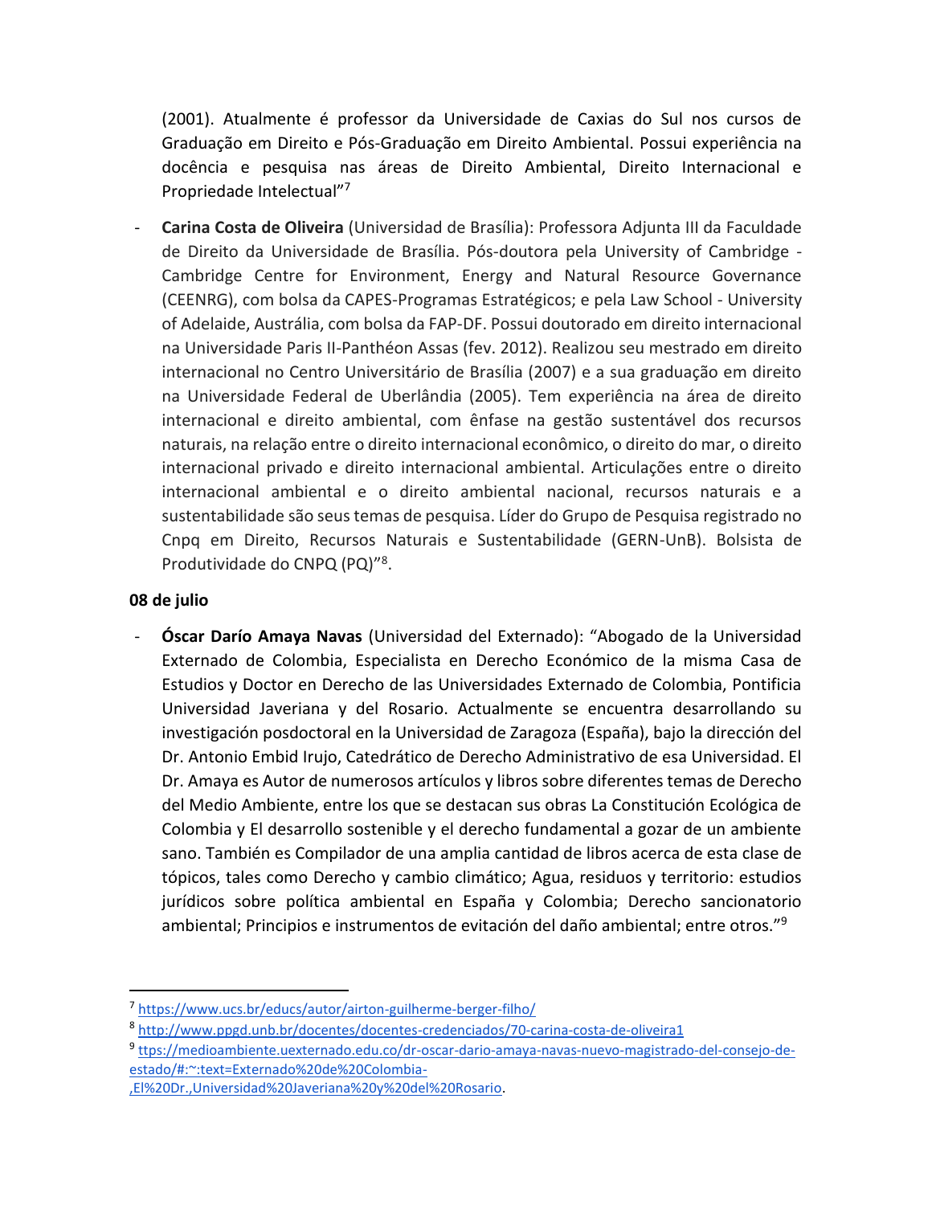(2001). Atualmente é professor da Universidade de Caxias do Sul nos cursos de Graduação em Direito e Pós-Graduação em Direito Ambiental. Possui experiência na docência e pesquisa nas áreas de Direito Ambiental, Direito Internacional e Propriedade Intelectual"[7]

- **Carina Costa de Oliveira** (Universidad de Brasília): Professora Adjunta III da Faculdade de Direito da Universidade de Brasília. Pós-doutora pela University of Cambridge - Cambridge Centre for Environment, Energy and Natural Resource Governance (CEENRG), com bolsa da CAPES-Programas Estratégicos; e pela Law School - University of Adelaide, Austrália, com bolsa da FAP-DF. Possui doutorado em direito internacional na Universidade Paris II-Panthéon Assas (fev. 2012). Realizou seu mestrado em direito internacional no Centro Universitário de Brasília (2007) e a sua graduação em direito na Universidade Federal de Uberlândia (2005). Tem experiência na área de direito internacional e direito ambiental, com ênfase na gestão sustentável dos recursos naturais, na relação entre o direito internacional econômico, o direito do mar, o direito internacional privado e direito internacional ambiental. Articulações entre o direito internacional ambiental e o direito ambiental nacional, recursos naturais e a sustentabilidade são seus temas de pesquisa. Líder do Grupo de Pesquisa registrado no Cnpq em Direito, Recursos Naturais e Sustentabilidade (GERN-UnB). Bolsista de Produtividade do CNPQ (PQ)"[8].

**08 de julio**

- **Óscar Darío Amaya Navas** (Universidad del Externado): "Abogado de la Universidad Externado de Colombia, Especialista en Derecho Económico de la misma Casa de Estudios y Doctor en Derecho de las Universidades Externado de Colombia, Pontificia Universidad Javeriana y del Rosario. Actualmente se encuentra desarrollando su investigación posdoctoral en la Universidad de Zaragoza (España), bajo la dirección del Dr. Antonio Embid Irujo, Catedrático de Derecho Administrativo de esa Universidad. El Dr. Amaya es Autor de numerosos artículos y libros sobre diferentes temas de Derecho del Medio Ambiente, entre los que se destacan sus obras La Constitución Ecológica de Colombia y El desarrollo sostenible y el derecho fundamental a gozar de un ambiente sano. También es Compilador de una amplia cantidad de libros acerca de esta clase de tópicos, tales como Derecho y cambio climático; Agua, residuos y territorio: estudios jurídicos sobre política ambiental en España y Colombia; Derecho sancionatorio ambiental; Principios e instrumentos de evitación del daño ambiental; entre otros."[9]

---

[7] https://www.ucs.br/educs/autor/airton-guilherme-berger-filho/

[8] http://www.ppgd.unb.br/docentes/docentes-credenciados/70-carina-costa-de-oliveira1

[9] ttps://medioambiente.uexternado.edu.co/dr-oscar-dario-amaya-navas-nuevo-magistrado-del-consejo-de-estado/#:~:text=Externado%20de%20Colombia-,El%20Dr.,Universidad%20Javeriana%20y%20del%20Rosario.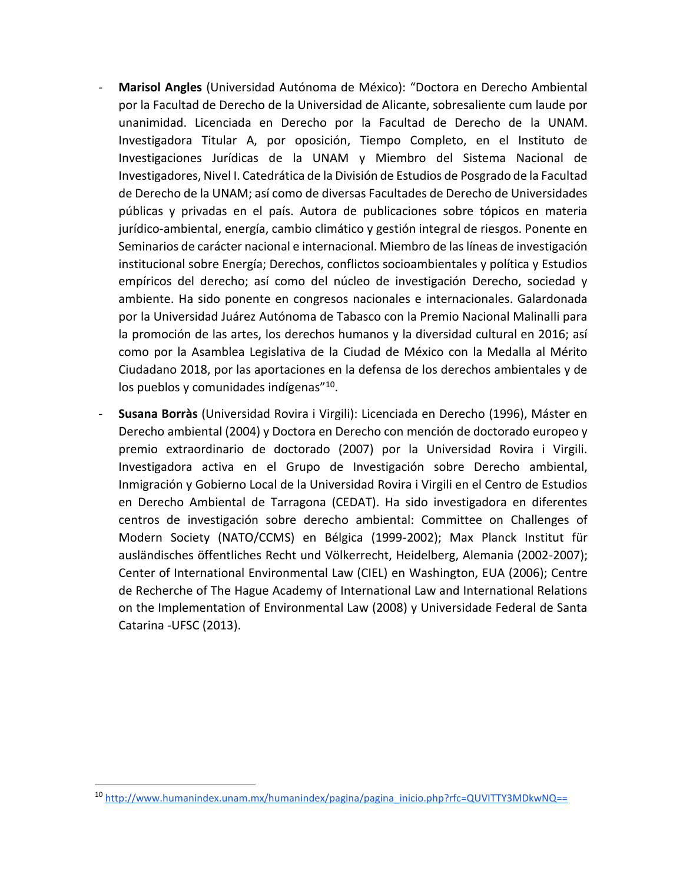- **Marisol Angles** (Universidad Autónoma de México): "Doctora en Derecho Ambiental por la Facultad de Derecho de la Universidad de Alicante, sobresaliente cum laude por unanimidad. Licenciada en Derecho por la Facultad de Derecho de la UNAM. Investigadora Titular A, por oposición, Tiempo Completo, en el Instituto de Investigaciones Jurídicas de la UNAM y Miembro del Sistema Nacional de Investigadores, Nivel I. Catedrática de la División de Estudios de Posgrado de la Facultad de Derecho de la UNAM; así como de diversas Facultades de Derecho de Universidades públicas y privadas en el país. Autora de publicaciones sobre tópicos en materia jurídico-ambiental, energía, cambio climático y gestión integral de riesgos. Ponente en Seminarios de carácter nacional e internacional. Miembro de las líneas de investigación institucional sobre Energía; Derechos, conflictos socioambientales y política y Estudios empíricos del derecho; así como del núcleo de investigación Derecho, sociedad y ambiente. Ha sido ponente en congresos nacionales e internacionales. Galardonada por la Universidad Juárez Autónoma de Tabasco con la Premio Nacional Malinalli para la promoción de las artes, los derechos humanos y la diversidad cultural en 2016; así como por la Asamblea Legislativa de la Ciudad de México con la Medalla al Mérito Ciudadano 2018, por las aportaciones en la defensa de los derechos ambientales y de los pueblos y comunidades indígenas"[10].

- **Susana Borràs** (Universidad Rovira i Virgili): Licenciada en Derecho (1996), Máster en Derecho ambiental (2004) y Doctora en Derecho con mención de doctorado europeo y premio extraordinario de doctorado (2007) por la Universidad Rovira i Virgili. Investigadora activa en el Grupo de Investigación sobre Derecho ambiental, Inmigración y Gobierno Local de la Universidad Rovira i Virgili en el Centro de Estudios en Derecho Ambiental de Tarragona (CEDAT). Ha sido investigadora en diferentes centros de investigación sobre derecho ambiental: Committee on Challenges of Modern Society (NATO/CCMS) en Bélgica (1999-2002); Max Planck Institut für ausländisches öffentliches Recht und Völkerrecht, Heidelberg, Alemania (2002-2007); Center of International Environmental Law (CIEL) en Washington, EUA (2006); Centre de Recherche of The Hague Academy of International Law and International Relations on the Implementation of Environmental Law (2008) y Universidade Federal de Santa Catarina -UFSC (2013).

---

[10] http://www.humanindex.unam.mx/humanindex/pagina/pagina_inicio.php?rfc=QUVITTY3MDkwNQ==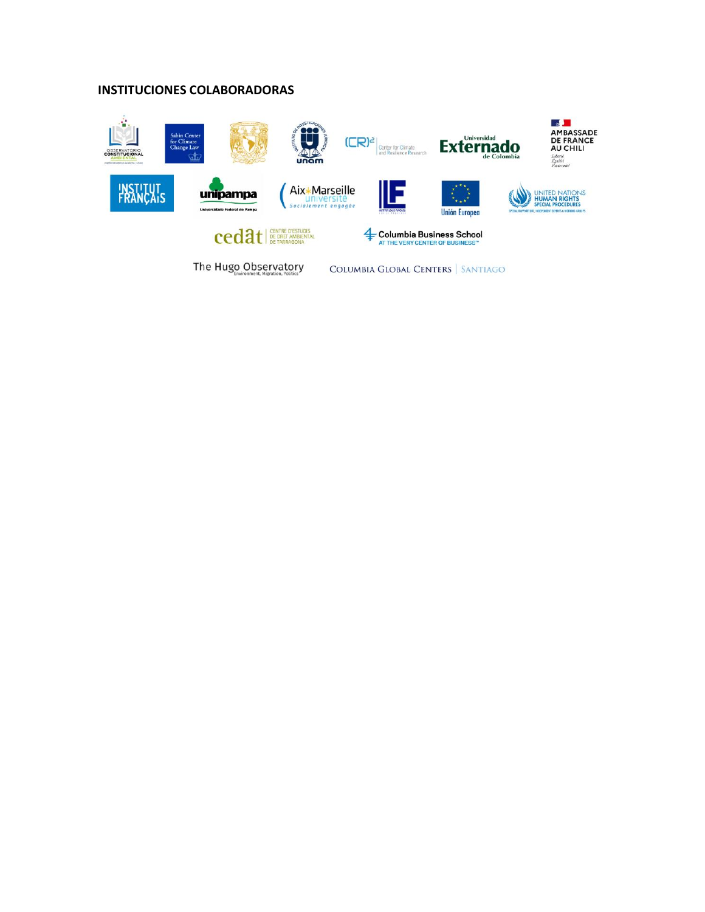**INSTITUCIONES COLABORADORAS**